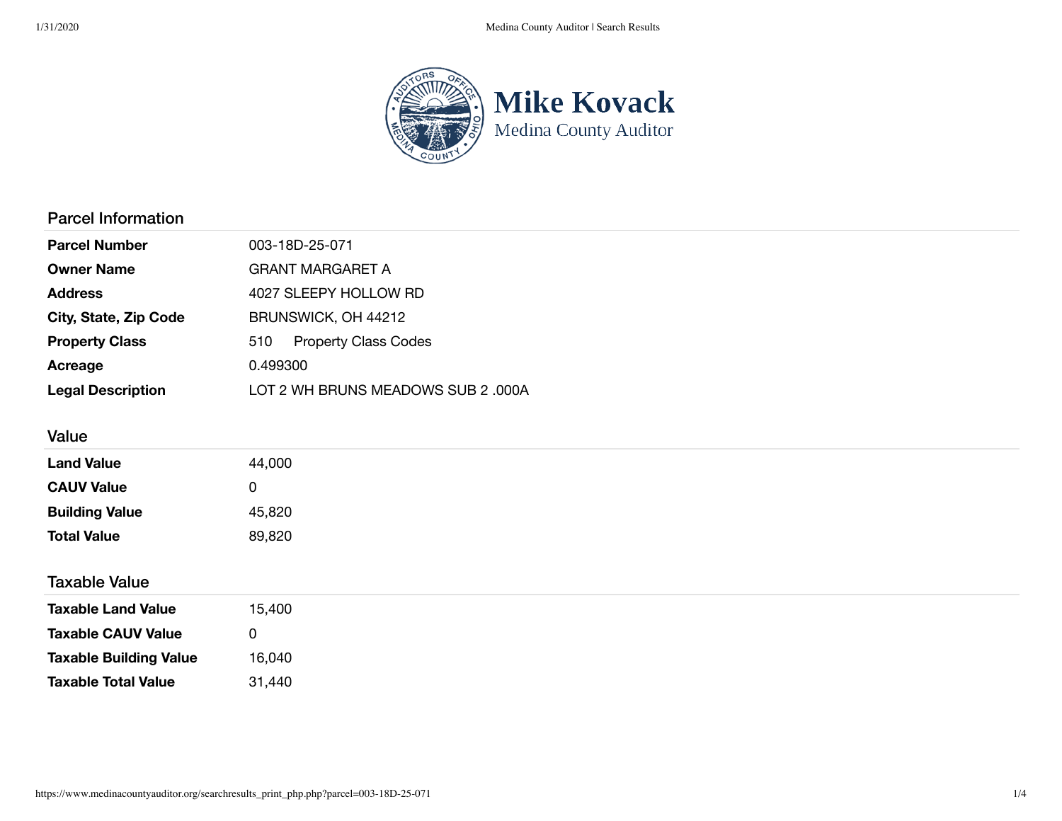# Mike Kovack
Medina County Auditor

## Parcel Information

| | |
|---|---|
| **Parcel Number** | 003-18D-25-071 |
| **Owner Name** | GRANT MARGARET A |
| **Address** | 4027 SLEEPY HOLLOW RD |
| **City, State, Zip Code** | BRUNSWICK, OH 44212 |
| **Property Class** | 510 Property Class Codes |
| **Acreage** | 0.499300 |
| **Legal Description** | LOT 2 WH BRUNS MEADOWS SUB 2 .000A |

## Value

| | |
|---|---|
| **Land Value** | 44,000 |
| **CAUV Value** | 0 |
| **Building Value** | 45,820 |
| **Total Value** | 89,820 |

## Taxable Value

| | |
|---|---|
| **Taxable Land Value** | 15,400 |
| **Taxable CAUV Value** | 0 |
| **Taxable Building Value** | 16,040 |
| **Taxable Total Value** | 31,440 |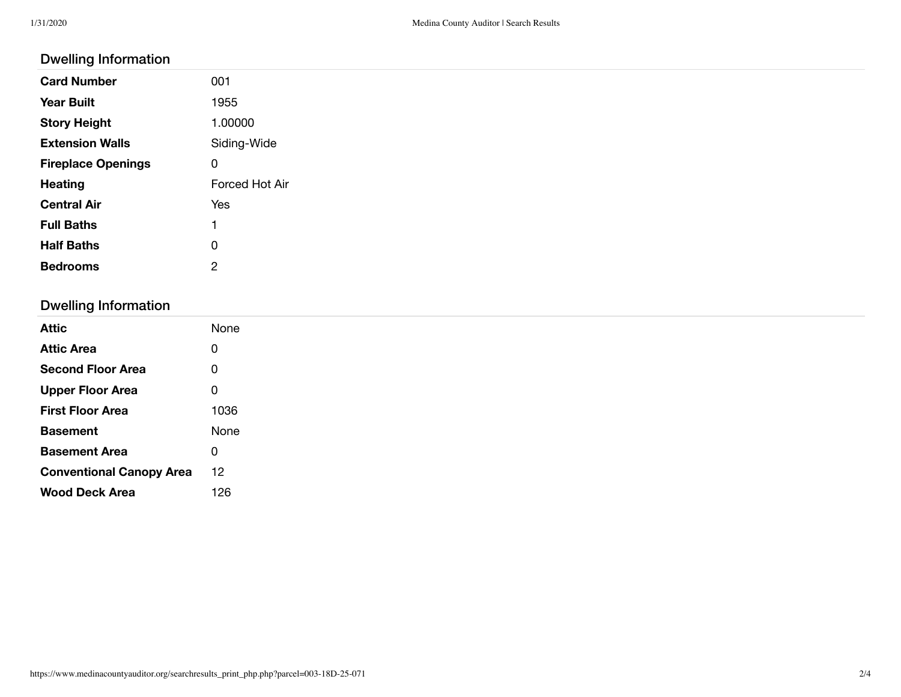## Dwelling Information

| | |
|---|---|
| **Card Number** | 001 |
| **Year Built** | 1955 |
| **Story Height** | 1.00000 |
| **Extension Walls** | Siding-Wide |
| **Fireplace Openings** | 0 |
| **Heating** | Forced Hot Air |
| **Central Air** | Yes |
| **Full Baths** | 1 |
| **Half Baths** | 0 |
| **Bedrooms** | 2 |

## Dwelling Information

| | |
|---|---|
| **Attic** | None |
| **Attic Area** | 0 |
| **Second Floor Area** | 0 |
| **Upper Floor Area** | 0 |
| **First Floor Area** | 1036 |
| **Basement** | None |
| **Basement Area** | 0 |
| **Conventional Canopy Area** | 12 |
| **Wood Deck Area** | 126 |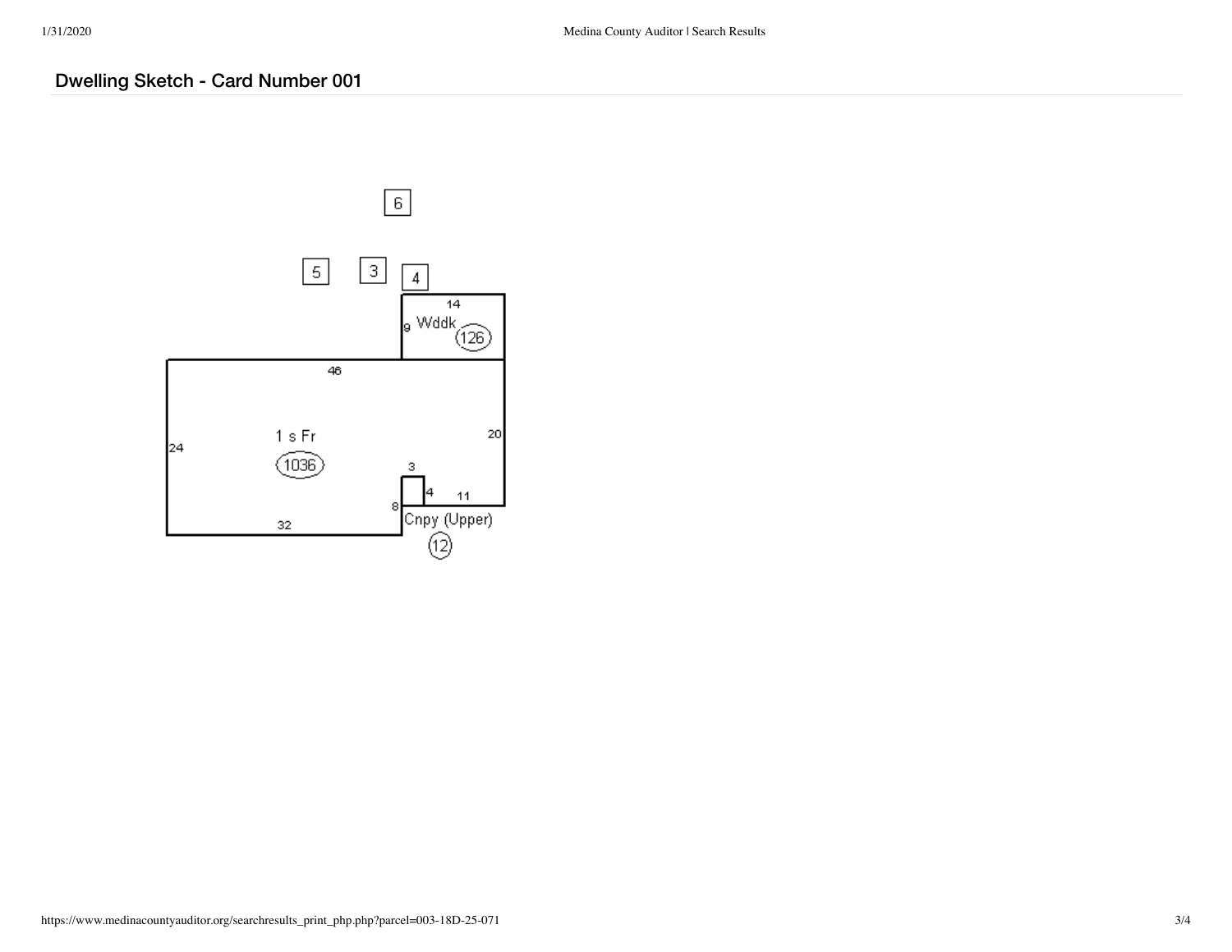## Dwelling Sketch - Card Number 001

6

5 3 4

14

9 Wddk (126)

46

1 s Fr

(1036)

24

20

3

4 11

8

Cnpy (Upper)

(12)

32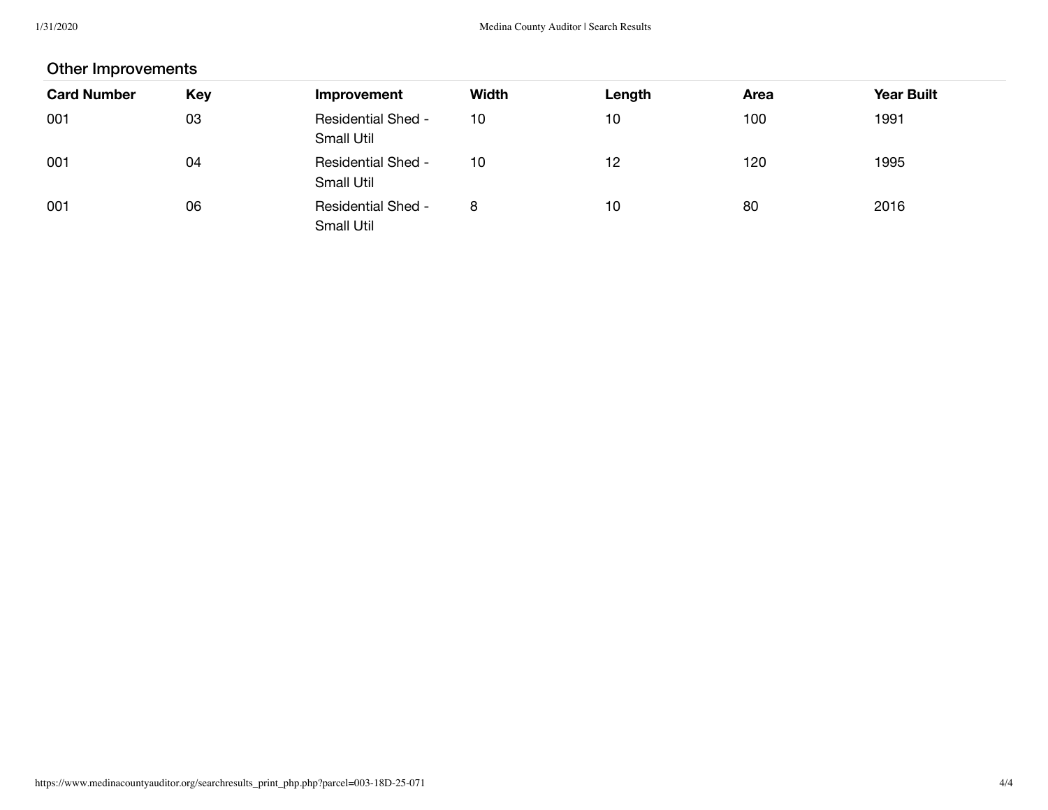## Other Improvements

| Card Number | Key | Improvement | Width | Length | Area | Year Built |
|---|---|---|---|---|---|---|
| 001 | 03 | Residential Shed - Small Util | 10 | 10 | 100 | 1991 |
| 001 | 04 | Residential Shed - Small Util | 10 | 12 | 120 | 1995 |
| 001 | 06 | Residential Shed - Small Util | 8 | 10 | 80 | 2016 |